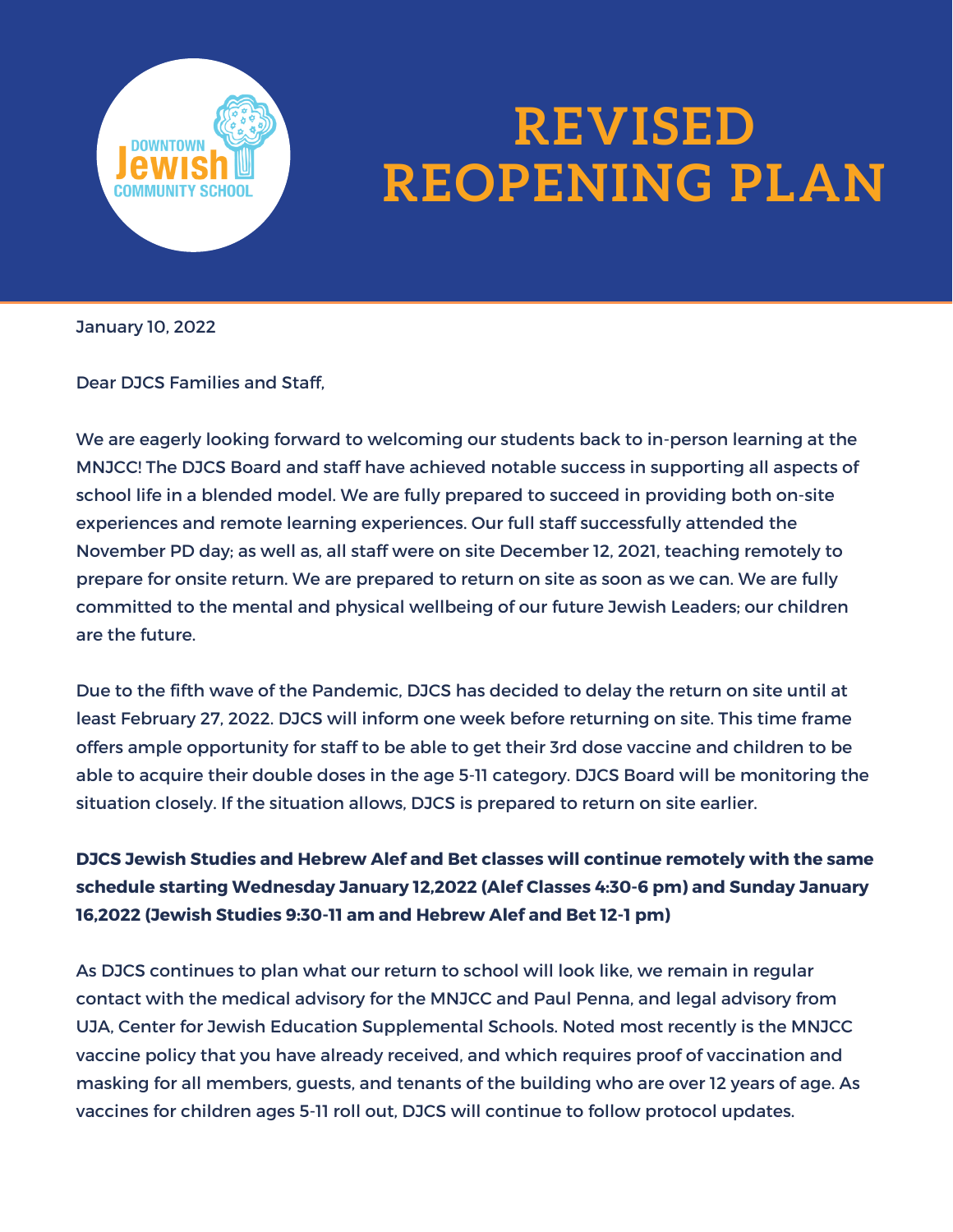# REVISED REOPENING PLAN

January 10, 2022

Dear DJCS Families and Staff,

We are eagerly looking forward to welcoming our students back to in-person learning at the MNJCC! The DJCS Board and staff have achieved notable success in supporting all aspects of school life in a blended model. We are fully prepared to succeed in providing both on-site experiences and remote learning experiences. Our full staff successfully attended the November PD day; as well as, all staff were on site December 12, 2021, teaching remotely to prepare for onsite return. We are prepared to return on site as soon as we can. We are fully committed to the mental and physical wellbeing of our future Jewish Leaders; our children are the future.

Due to the fifth wave of the Pandemic, DJCS has decided to delay the return on site until at least February 27, 2022. DJCS will inform one week before returning on site. This time frame offers ample opportunity for staff to be able to get their 3rd dose vaccine and children to be able to acquire their double doses in the age 5-11 category. DJCS Board will be monitoring the situation closely. If the situation allows, DJCS is prepared to return on site earlier.

**DJCS Jewish Studies and Hebrew Alef and Bet classes will continue remotely with the same schedule starting Wednesday January 12,2022 (Alef Classes 4:30-6 pm) and Sunday January 16,2022 (Jewish Studies 9:30-11 am and Hebrew Alef and Bet 12-1 pm)**

As DJCS continues to plan what our return to school will look like, we remain in regular contact with the medical advisory for the MNJCC and Paul Penna, and legal advisory from UJA, Center for Jewish Education Supplemental Schools. Noted most recently is the MNJCC vaccine policy that you have already received, and which requires proof of vaccination and masking for all members, guests, and tenants of the building who are over 12 years of age. As vaccines for children ages 5-11 roll out, DJCS will continue to follow protocol updates.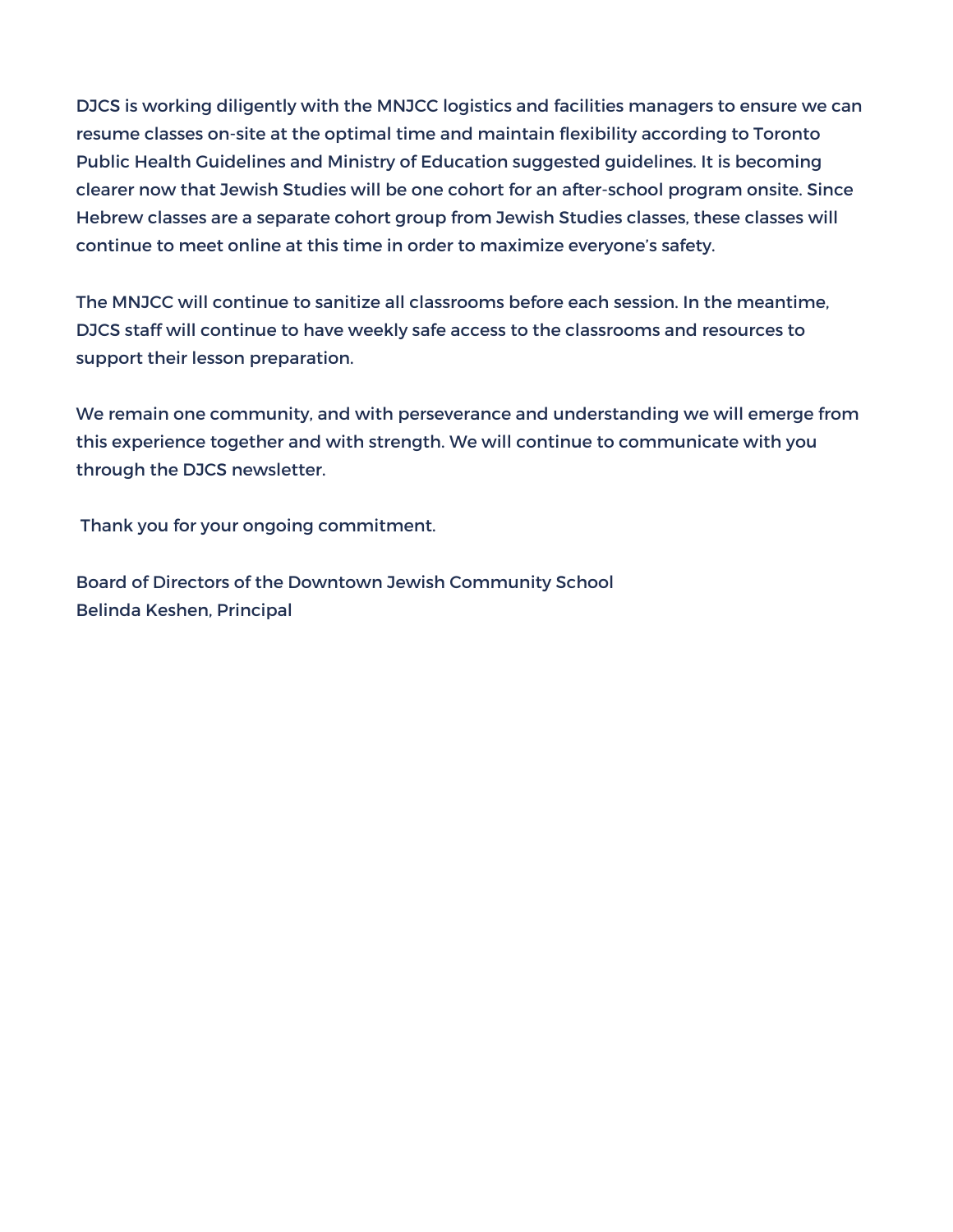DJCS is working diligently with the MNJCC logistics and facilities managers to ensure we can resume classes on-site at the optimal time and maintain flexibility according to Toronto Public Health Guidelines and Ministry of Education suggested guidelines. It is becoming clearer now that Jewish Studies will be one cohort for an after-school program onsite. Since Hebrew classes are a separate cohort group from Jewish Studies classes, these classes will continue to meet online at this time in order to maximize everyone's safety.

The MNJCC will continue to sanitize all classrooms before each session. In the meantime, DJCS staff will continue to have weekly safe access to the classrooms and resources to support their lesson preparation.

We remain one community, and with perseverance and understanding we will emerge from this experience together and with strength. We will continue to communicate with you through the DJCS newsletter.

Thank you for your ongoing commitment.

Board of Directors of the Downtown Jewish Community School
Belinda Keshen, Principal